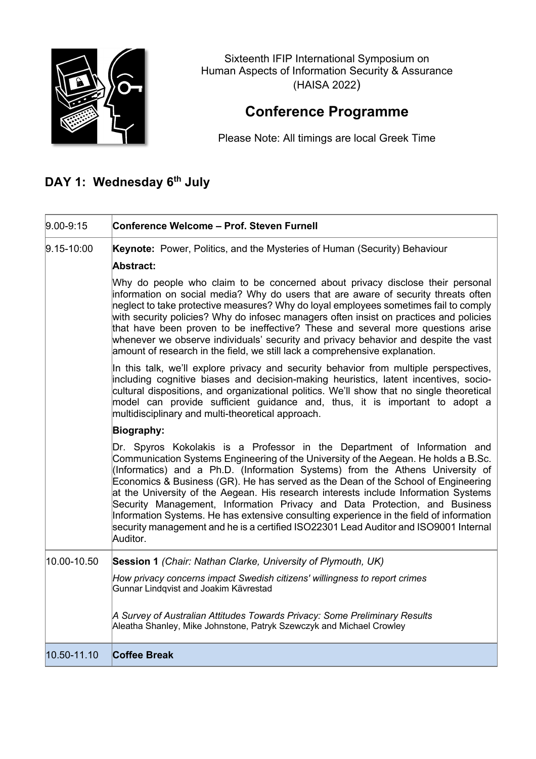Sixteenth IFIP International Symposium on
Human Aspects of Information Security & Assurance
(HAISA 2022)

# Conference Programme

Please Note: All timings are local Greek Time

## DAY 1: Wednesday 6th July

| Time | Event |
|---|---|
| 9.00-9:15 | **Conference Welcome – Prof. Steven Furnell** |
| 9.15-10:00 | **Keynote:** Power, Politics, and the Mysteries of Human (Security) Behaviour<br><br>**Abstract:**<br><br>Why do people who claim to be concerned about privacy disclose their personal information on social media? Why do users that are aware of security threats often neglect to take protective measures? Why do loyal employees sometimes fail to comply with security policies? Why do infosec managers often insist on practices and policies that have been proven to be ineffective? These and several more questions arise whenever we observe individuals' security and privacy behavior and despite the vast amount of research in the field, we still lack a comprehensive explanation.<br><br>In this talk, we'll explore privacy and security behavior from multiple perspectives, including cognitive biases and decision-making heuristics, latent incentives, socio-cultural dispositions, and organizational politics. We'll show that no single theoretical model can provide sufficient guidance and, thus, it is important to adopt a multidisciplinary and multi-theoretical approach.<br><br>**Biography:**<br><br>Dr. Spyros Kokolakis is a Professor in the Department of Information and Communication Systems Engineering of the University of the Aegean. He holds a B.Sc. (Informatics) and a Ph.D. (Information Systems) from the Athens University of Economics & Business (GR). He has served as the Dean of the School of Engineering at the University of the Aegean. His research interests include Information Systems Security Management, Information Privacy and Data Protection, and Business Information Systems. He has extensive consulting experience in the field of information security management and he is a certified ISO22301 Lead Auditor and ISO9001 Internal Auditor. |
| 10.00-10.50 | **Session 1** *(Chair: Nathan Clarke, University of Plymouth, UK)*<br><br>*How privacy concerns impact Swedish citizens' willingness to report crimes*<br>Gunnar Lindqvist and Joakim Kävrestad<br><br>*A Survey of Australian Attitudes Towards Privacy: Some Preliminary Results*<br>Aleatha Shanley, Mike Johnstone, Patryk Szewczyk and Michael Crowley |
| 10.50-11.10 | **Coffee Break** |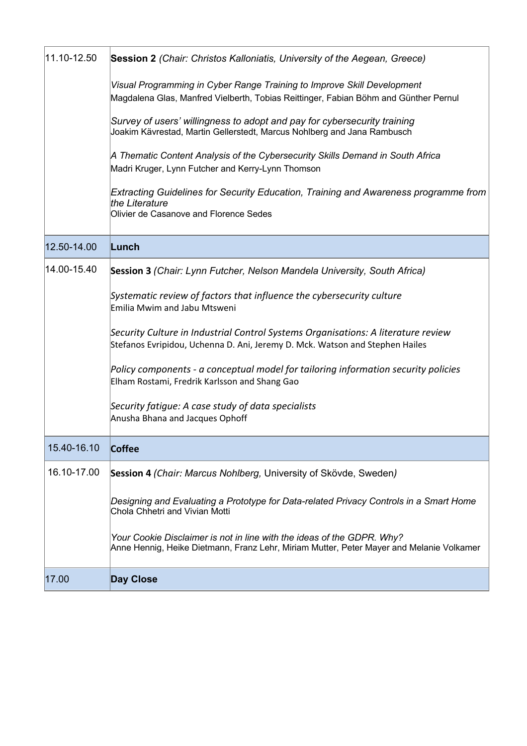| | |
|---|---|
| 11.10-12.50 | **Session 2** *(Chair: Christos Kalloniatis, University of the Aegean, Greece)*<br><br>*Visual Programming in Cyber Range Training to Improve Skill Development*<br>Magdalena Glas, Manfred Vielberth, Tobias Reittinger, Fabian Böhm and Günther Pernul<br><br>*Survey of users' willingness to adopt and pay for cybersecurity training*<br>Joakim Kävrestad, Martin Gellerstedt, Marcus Nohlberg and Jana Rambusch<br><br>*A Thematic Content Analysis of the Cybersecurity Skills Demand in South Africa*<br>Madri Kruger, Lynn Futcher and Kerry-Lynn Thomson<br><br>*Extracting Guidelines for Security Education, Training and Awareness programme from the Literature*<br>Olivier de Casanove and Florence Sedes |
| 12.50-14.00 | **Lunch** |
| 14.00-15.40 | **Session 3** *(Chair: Lynn Futcher, Nelson Mandela University, South Africa)*<br><br>*Systematic review of factors that influence the cybersecurity culture*<br>Emilia Mwim and Jabu Mtsweni<br><br>*Security Culture in Industrial Control Systems Organisations: A literature review*<br>Stefanos Evripidou, Uchenna D. Ani, Jeremy D. Mck. Watson and Stephen Hailes<br><br>*Policy components - a conceptual model for tailoring information security policies*<br>Elham Rostami, Fredrik Karlsson and Shang Gao<br><br>*Security fatigue: A case study of data specialists*<br>Anusha Bhana and Jacques Ophoff |
| 15.40-16.10 | **Coffee** |
| 16.10-17.00 | **Session 4** *(Chair: Marcus Nohlberg,* University of Skövde, Sweden*)*<br><br>*Designing and Evaluating a Prototype for Data-related Privacy Controls in a Smart Home*<br>Chola Chhetri and Vivian Motti<br><br>*Your Cookie Disclaimer is not in line with the ideas of the GDPR. Why?*<br>Anne Hennig, Heike Dietmann, Franz Lehr, Miriam Mutter, Peter Mayer and Melanie Volkamer |
| 17.00 | **Day Close** |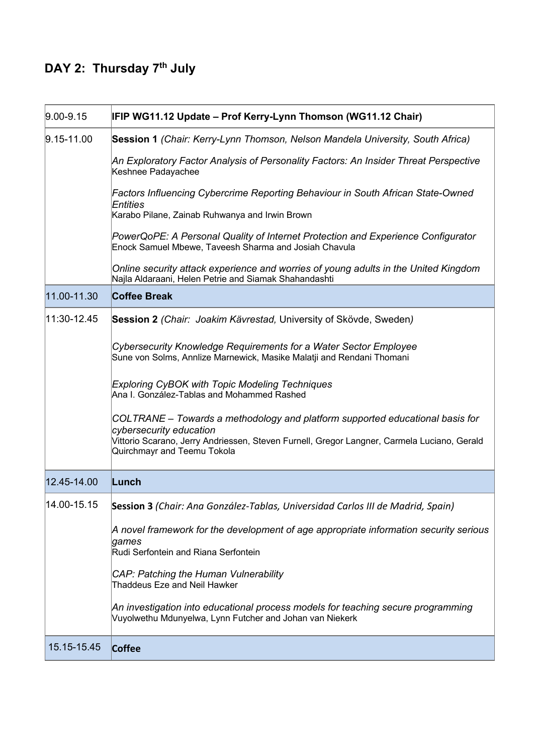## DAY 2: Thursday 7th July

| | |
|---|---|
| 9.00-9.15 | **IFIP WG11.12 Update – Prof Kerry-Lynn Thomson (WG11.12 Chair)** |
| 9.15-11.00 | **Session 1** *(Chair: Kerry-Lynn Thomson, Nelson Mandela University, South Africa)*<br><br>*An Exploratory Factor Analysis of Personality Factors: An Insider Threat Perspective*<br>Keshnee Padayachee<br><br>*Factors Influencing Cybercrime Reporting Behaviour in South African State-Owned Entities*<br>Karabo Pilane, Zainab Ruhwanya and Irwin Brown<br><br>*PowerQoPE: A Personal Quality of Internet Protection and Experience Configurator*<br>Enock Samuel Mbewe, Taveesh Sharma and Josiah Chavula<br><br>*Online security attack experience and worries of young adults in the United Kingdom*<br>Najla Aldaraani, Helen Petrie and Siamak Shahandashti |
| 11.00-11.30 | **Coffee Break** |
| 11:30-12.45 | **Session 2** *(Chair: Joakim Kävrestad,* University of Skövde, Sweden*)*<br><br>*Cybersecurity Knowledge Requirements for a Water Sector Employee*<br>Sune von Solms, Annlize Marnewick, Masike Malatji and Rendani Thomani<br><br>*Exploring CyBOK with Topic Modeling Techniques*<br>Ana I. González-Tablas and Mohammed Rashed<br><br>*COLTRANE – Towards a methodology and platform supported educational basis for cybersecurity education*<br>Vittorio Scarano, Jerry Andriessen, Steven Furnell, Gregor Langner, Carmela Luciano, Gerald Quirchmayr and Teemu Tokola |
| 12.45-14.00 | **Lunch** |
| 14.00-15.15 | **Session 3** *(Chair: Ana González-Tablas, Universidad Carlos III de Madrid, Spain)*<br><br>*A novel framework for the development of age appropriate information security serious games*<br>Rudi Serfontein and Riana Serfontein<br><br>*CAP: Patching the Human Vulnerability*<br>Thaddeus Eze and Neil Hawker<br><br>*An investigation into educational process models for teaching secure programming*<br>Vuyolwethu Mdunyelwa, Lynn Futcher and Johan van Niekerk |
| 15.15-15.45 | **Coffee** |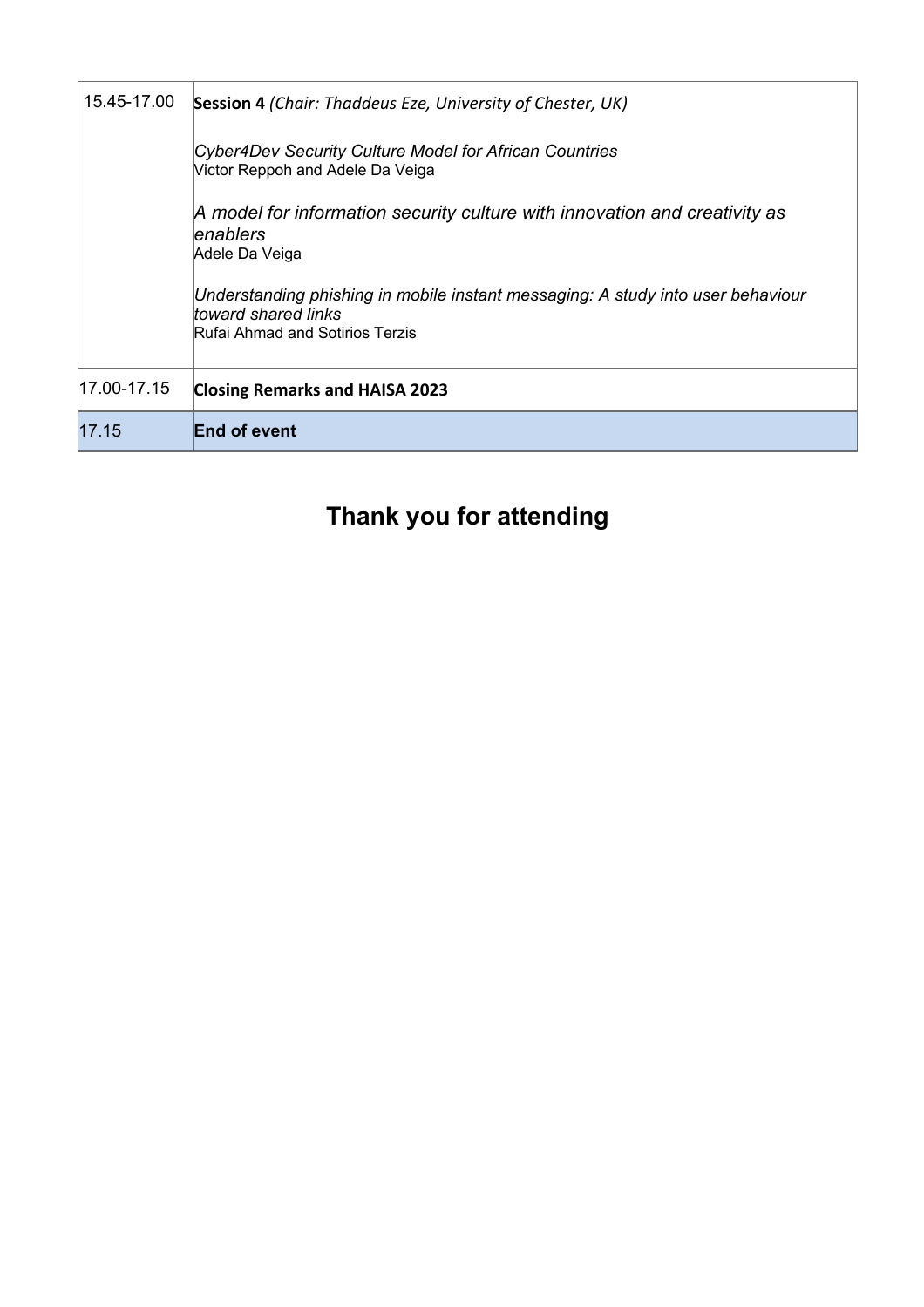| | |
|---|---|
| 15.45-17.00 | **Session 4** *(Chair: Thaddeus Eze, University of Chester, UK)*<br><br>*Cyber4Dev Security Culture Model for African Countries*<br>Victor Reppoh and Adele Da Veiga<br><br>*A model for information security culture with innovation and creativity as enablers*<br>Adele Da Veiga<br><br>*Understanding phishing in mobile instant messaging: A study into user behaviour toward shared links*<br>Rufai Ahmad and Sotirios Terzis |
| 17.00-17.15 | **Closing Remarks and HAISA 2023** |
| 17.15 | **End of event** |

# Thank you for attending